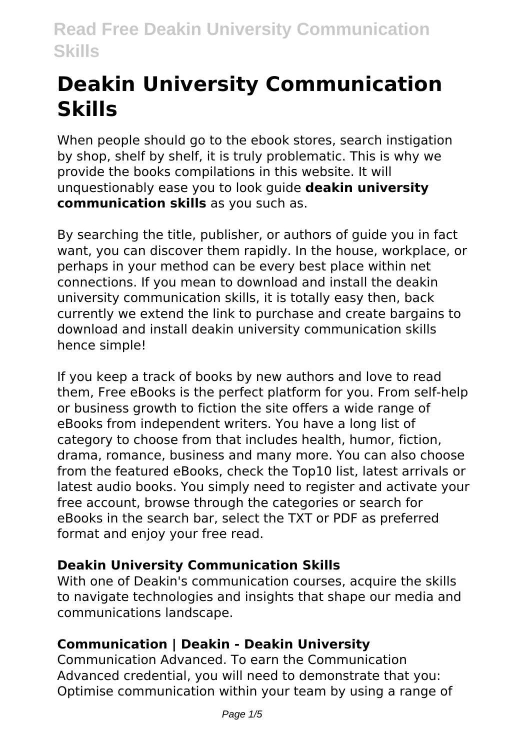# Deakin University Communication Skills

When people should go to the ebook stores, search instigation by shop, shelf by shelf, it is truly problematic. This is why we provide the books compilations in this website. It will unquestionably ease you to look guide **deakin university communication skills** as you such as.

By searching the title, publisher, or authors of guide you in fact want, you can discover them rapidly. In the house, workplace, or perhaps in your method can be every best place within net connections. If you mean to download and install the deakin university communication skills, it is totally easy then, back currently we extend the link to purchase and create bargains to download and install deakin university communication skills hence simple!

If you keep a track of books by new authors and love to read them, Free eBooks is the perfect platform for you. From self-help or business growth to fiction the site offers a wide range of eBooks from independent writers. You have a long list of category to choose from that includes health, humor, fiction, drama, romance, business and many more. You can also choose from the featured eBooks, check the Top10 list, latest arrivals or latest audio books. You simply need to register and activate your free account, browse through the categories or search for eBooks in the search bar, select the TXT or PDF as preferred format and enjoy your free read.

### Deakin University Communication Skills

With one of Deakin's communication courses, acquire the skills to navigate technologies and insights that shape our media and communications landscape.

### Communication | Deakin - Deakin University

Communication Advanced. To earn the Communication Advanced credential, you will need to demonstrate that you: Optimise communication within your team by using a range of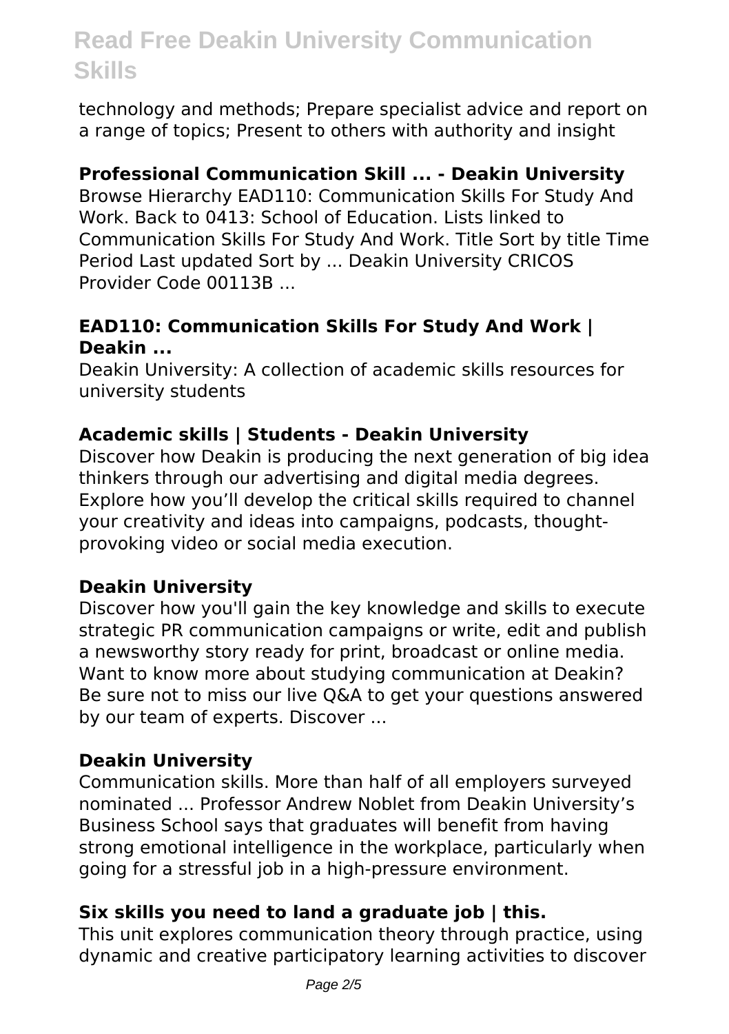technology and methods; Prepare specialist advice and report on a range of topics; Present to others with authority and insight

### Professional Communication Skill ... - Deakin University

Browse Hierarchy EAD110: Communication Skills For Study And Work. Back to 0413: School of Education. Lists linked to Communication Skills For Study And Work. Title Sort by title Time Period Last updated Sort by ... Deakin University CRICOS Provider Code 00113B ...

### EAD110: Communication Skills For Study And Work | Deakin ...

Deakin University: A collection of academic skills resources for university students

### Academic skills | Students - Deakin University

Discover how Deakin is producing the next generation of big idea thinkers through our advertising and digital media degrees. Explore how you'll develop the critical skills required to channel your creativity and ideas into campaigns, podcasts, thought-provoking video or social media execution.

### Deakin University

Discover how you'll gain the key knowledge and skills to execute strategic PR communication campaigns or write, edit and publish a newsworthy story ready for print, broadcast or online media. Want to know more about studying communication at Deakin? Be sure not to miss our live Q&A to get your questions answered by our team of experts. Discover ...

### Deakin University

Communication skills. More than half of all employers surveyed nominated ... Professor Andrew Noblet from Deakin University's Business School says that graduates will benefit from having strong emotional intelligence in the workplace, particularly when going for a stressful job in a high-pressure environment.

### Six skills you need to land a graduate job | this.

This unit explores communication theory through practice, using dynamic and creative participatory learning activities to discover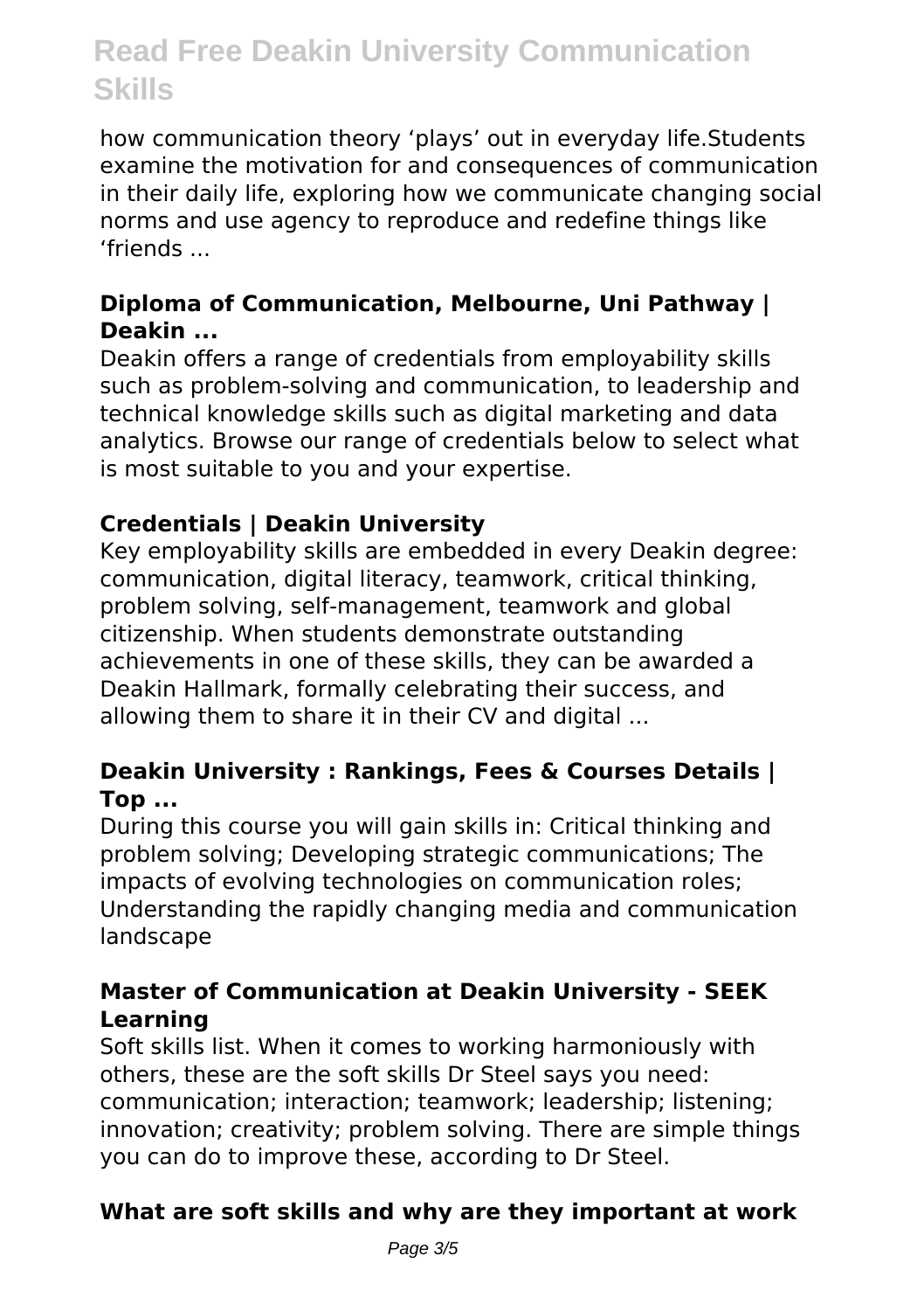how communication theory ‘plays’ out in everyday life.Students examine the motivation for and consequences of communication in their daily life, exploring how we communicate changing social norms and use agency to reproduce and redefine things like ‘friends ...

### Diploma of Communication, Melbourne, Uni Pathway | Deakin ...

Deakin offers a range of credentials from employability skills such as problem-solving and communication, to leadership and technical knowledge skills such as digital marketing and data analytics. Browse our range of credentials below to select what is most suitable to you and your expertise.

### Credentials | Deakin University

Key employability skills are embedded in every Deakin degree: communication, digital literacy, teamwork, critical thinking, problem solving, self-management, teamwork and global citizenship. When students demonstrate outstanding achievements in one of these skills, they can be awarded a Deakin Hallmark, formally celebrating their success, and allowing them to share it in their CV and digital ...

### Deakin University : Rankings, Fees & Courses Details | Top ...

During this course you will gain skills in: Critical thinking and problem solving; Developing strategic communications; The impacts of evolving technologies on communication roles; Understanding the rapidly changing media and communication landscape

### Master of Communication at Deakin University - SEEK Learning

Soft skills list. When it comes to working harmoniously with others, these are the soft skills Dr Steel says you need: communication; interaction; teamwork; leadership; listening; innovation; creativity; problem solving. There are simple things you can do to improve these, according to Dr Steel.

### What are soft skills and why are they important at work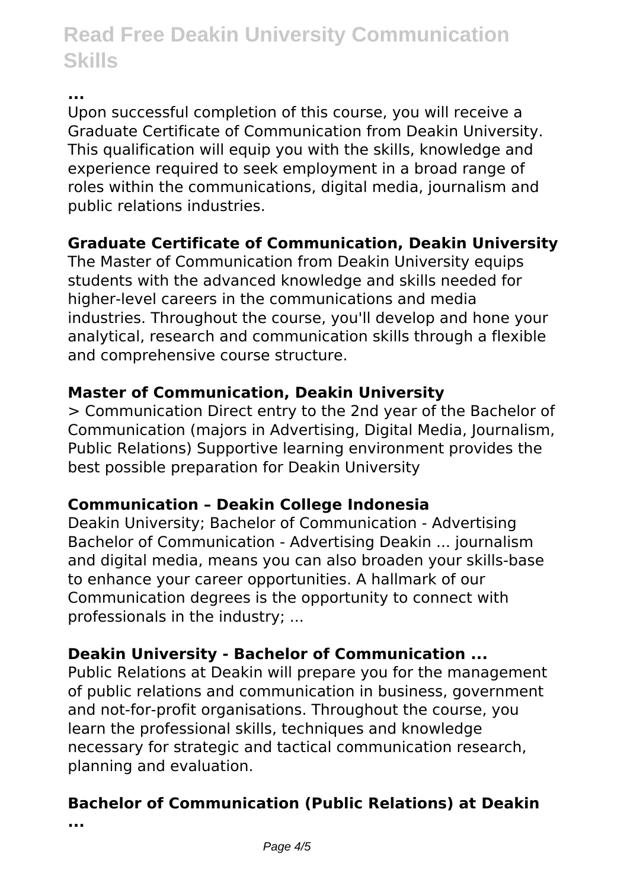**...**

Upon successful completion of this course, you will receive a Graduate Certificate of Communication from Deakin University. This qualification will equip you with the skills, knowledge and experience required to seek employment in a broad range of roles within the communications, digital media, journalism and public relations industries.

**Graduate Certificate of Communication, Deakin University**

The Master of Communication from Deakin University equips students with the advanced knowledge and skills needed for higher-level careers in the communications and media industries. Throughout the course, you'll develop and hone your analytical, research and communication skills through a flexible and comprehensive course structure.

**Master of Communication, Deakin University**

> Communication Direct entry to the 2nd year of the Bachelor of Communication (majors in Advertising, Digital Media, Journalism, Public Relations) Supportive learning environment provides the best possible preparation for Deakin University

**Communication – Deakin College Indonesia**

Deakin University; Bachelor of Communication - Advertising Bachelor of Communication - Advertising Deakin ... journalism and digital media, means you can also broaden your skills-base to enhance your career opportunities. A hallmark of our Communication degrees is the opportunity to connect with professionals in the industry; ...

**Deakin University - Bachelor of Communication ...**

Public Relations at Deakin will prepare you for the management of public relations and communication in business, government and not-for-profit organisations. Throughout the course, you learn the professional skills, techniques and knowledge necessary for strategic and tactical communication research, planning and evaluation.

**Bachelor of Communication (Public Relations) at Deakin ...**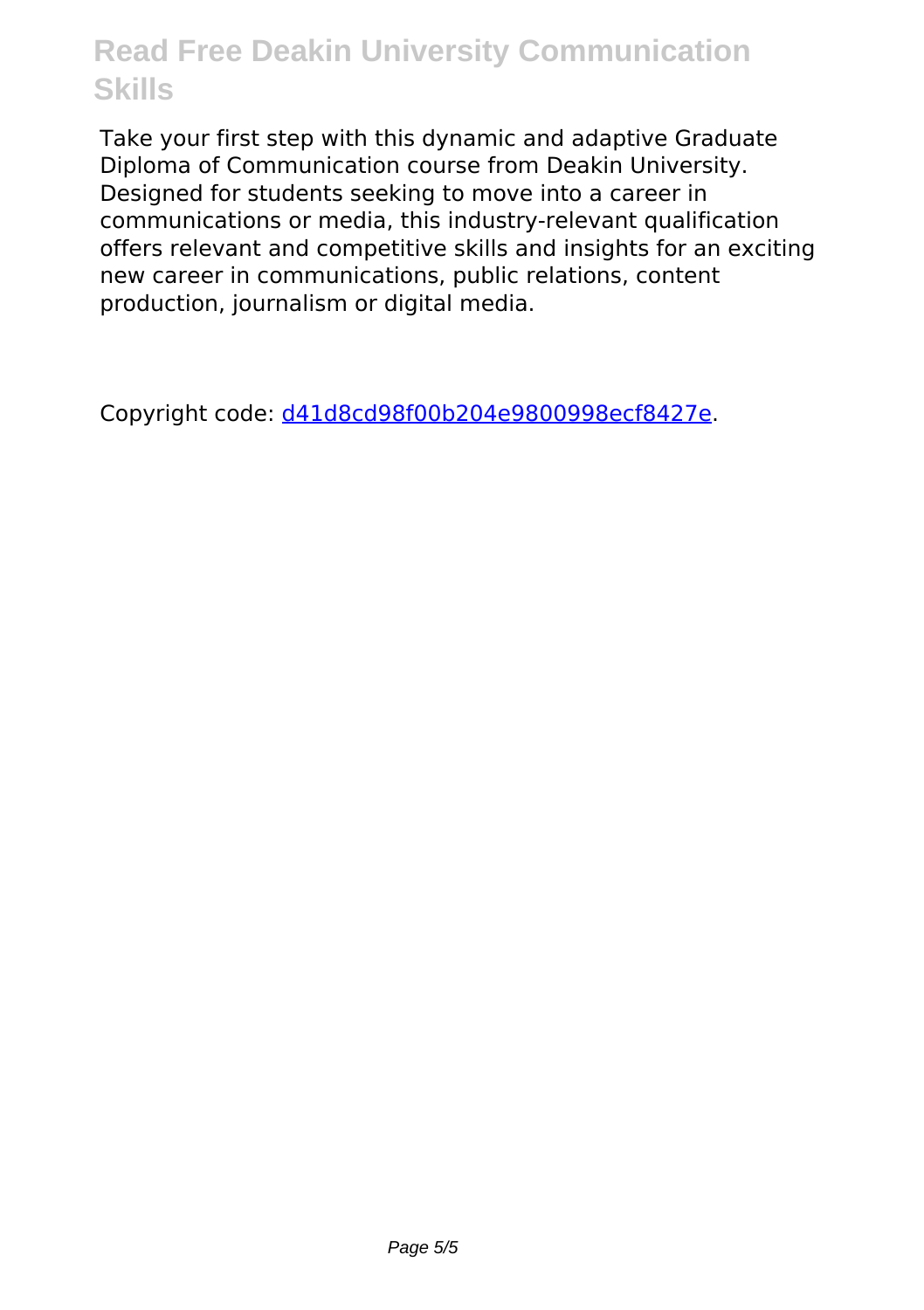Take your first step with this dynamic and adaptive Graduate Diploma of Communication course from Deakin University. Designed for students seeking to move into a career in communications or media, this industry-relevant qualification offers relevant and competitive skills and insights for an exciting new career in communications, public relations, content production, journalism or digital media.

Copyright code: d41d8cd98f00b204e9800998ecf8427e.